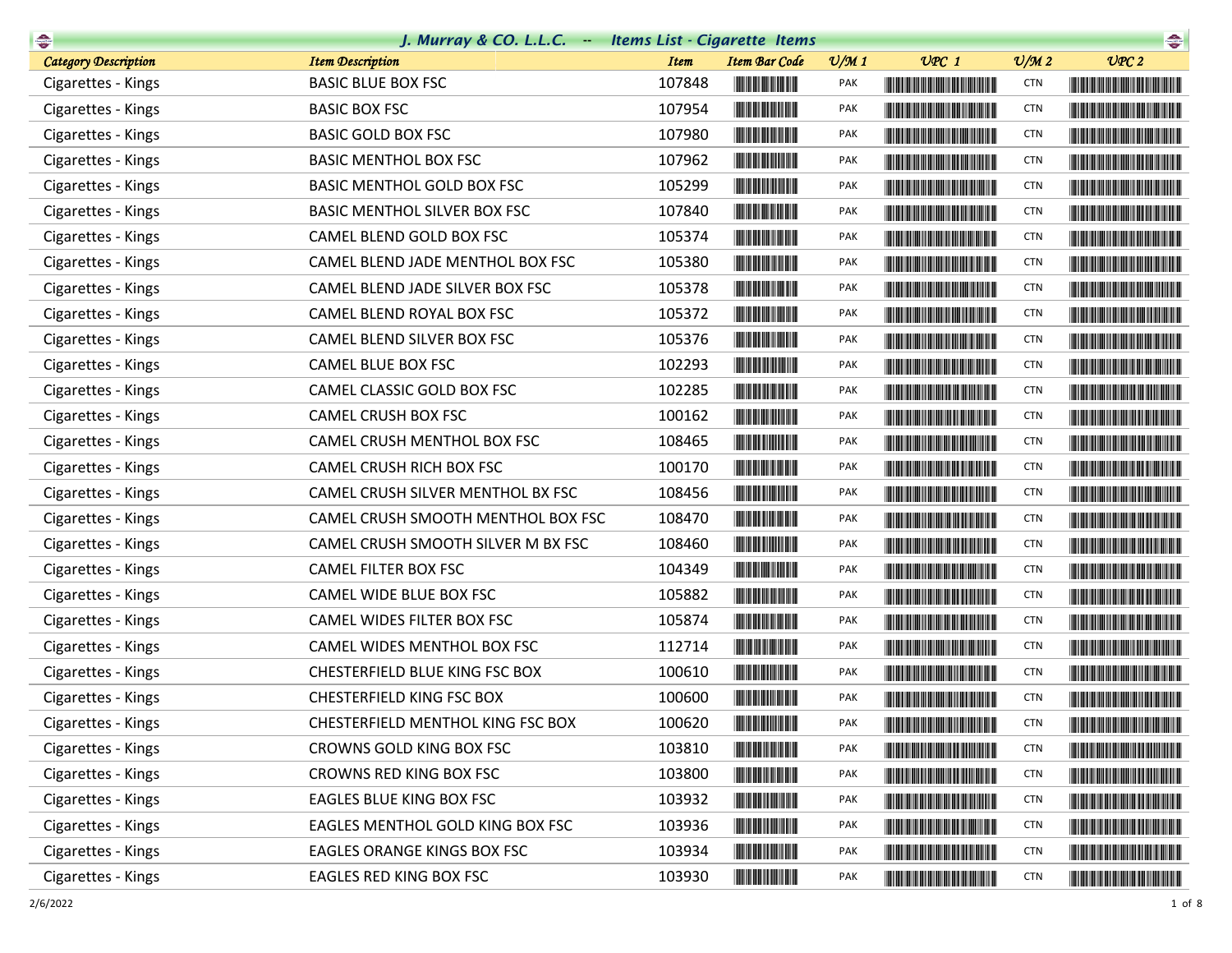# J. Murray & CO. L.L.C. -- Items List - Cigarette Items

| Category Description | Item Description | Item | Item Bar Code | U/M 1 | UPC 1 | U/M 2 | UPC 2 |
|---|---|---|---|---|---|---|---|
| Cigarettes - Kings | BASIC BLUE BOX FSC | 107848 | | PAK | | CTN | |
| Cigarettes - Kings | BASIC BOX FSC | 107954 | | PAK | | CTN | |
| Cigarettes - Kings | BASIC GOLD BOX FSC | 107980 | | PAK | | CTN | |
| Cigarettes - Kings | BASIC MENTHOL BOX FSC | 107962 | | PAK | | CTN | |
| Cigarettes - Kings | BASIC MENTHOL GOLD BOX FSC | 105299 | | PAK | | CTN | |
| Cigarettes - Kings | BASIC MENTHOL SILVER BOX FSC | 107840 | | PAK | | CTN | |
| Cigarettes - Kings | CAMEL BLEND GOLD BOX FSC | 105374 | | PAK | | CTN | |
| Cigarettes - Kings | CAMEL BLEND JADE MENTHOL BOX FSC | 105380 | | PAK | | CTN | |
| Cigarettes - Kings | CAMEL BLEND JADE SILVER BOX FSC | 105378 | | PAK | | CTN | |
| Cigarettes - Kings | CAMEL BLEND ROYAL BOX FSC | 105372 | | PAK | | CTN | |
| Cigarettes - Kings | CAMEL BLEND SILVER BOX FSC | 105376 | | PAK | | CTN | |
| Cigarettes - Kings | CAMEL BLUE BOX FSC | 102293 | | PAK | | CTN | |
| Cigarettes - Kings | CAMEL CLASSIC GOLD BOX FSC | 102285 | | PAK | | CTN | |
| Cigarettes - Kings | CAMEL CRUSH BOX FSC | 100162 | | PAK | | CTN | |
| Cigarettes - Kings | CAMEL CRUSH MENTHOL BOX FSC | 108465 | | PAK | | CTN | |
| Cigarettes - Kings | CAMEL CRUSH RICH BOX FSC | 100170 | | PAK | | CTN | |
| Cigarettes - Kings | CAMEL CRUSH SILVER MENTHOL BX FSC | 108456 | | PAK | | CTN | |
| Cigarettes - Kings | CAMEL CRUSH SMOOTH MENTHOL BOX FSC | 108470 | | PAK | | CTN | |
| Cigarettes - Kings | CAMEL CRUSH SMOOTH SILVER M BX FSC | 108460 | | PAK | | CTN | |
| Cigarettes - Kings | CAMEL FILTER BOX FSC | 104349 | | PAK | | CTN | |
| Cigarettes - Kings | CAMEL WIDE BLUE BOX FSC | 105882 | | PAK | | CTN | |
| Cigarettes - Kings | CAMEL WIDES FILTER BOX FSC | 105874 | | PAK | | CTN | |
| Cigarettes - Kings | CAMEL WIDES MENTHOL BOX FSC | 112714 | | PAK | | CTN | |
| Cigarettes - Kings | CHESTERFIELD BLUE KING FSC BOX | 100610 | | PAK | | CTN | |
| Cigarettes - Kings | CHESTERFIELD KING FSC BOX | 100600 | | PAK | | CTN | |
| Cigarettes - Kings | CHESTERFIELD MENTHOL KING FSC BOX | 100620 | | PAK | | CTN | |
| Cigarettes - Kings | CROWNS GOLD KING BOX FSC | 103810 | | PAK | | CTN | |
| Cigarettes - Kings | CROWNS RED KING BOX FSC | 103800 | | PAK | | CTN | |
| Cigarettes - Kings | EAGLES BLUE KING BOX FSC | 103932 | | PAK | | CTN | |
| Cigarettes - Kings | EAGLES MENTHOL GOLD KING BOX FSC | 103936 | | PAK | | CTN | |
| Cigarettes - Kings | EAGLES ORANGE KINGS BOX FSC | 103934 | | PAK | | CTN | |
| Cigarettes - Kings | EAGLES RED KING BOX FSC | 103930 | | PAK | | CTN | |

2/6/2022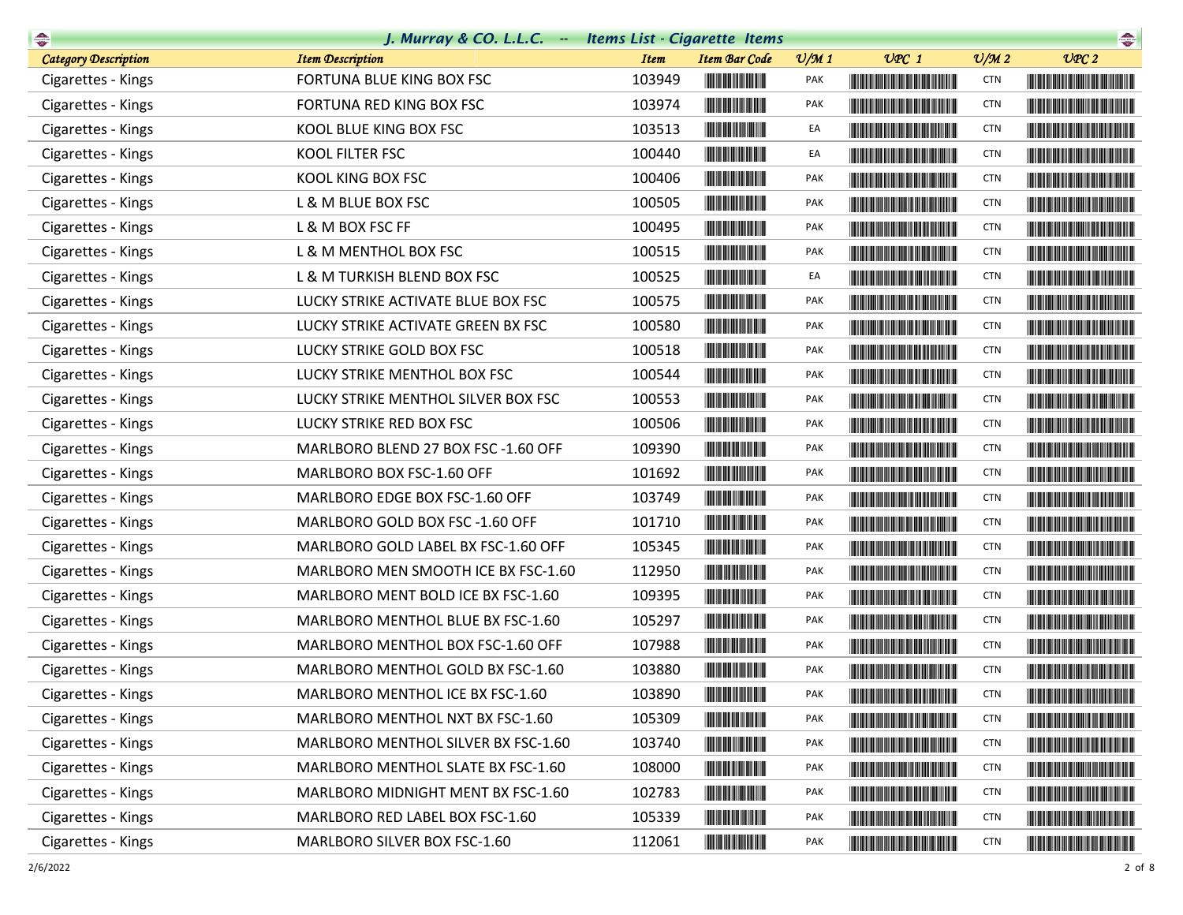## J. Murray & CO. L.L.C. -- Items List - Cigarette Items

| Category Description | Item Description | Item | Item Bar Code | U/M 1 | UPC 1 | U/M 2 | UPC 2 |
|---|---|---|---|---|---|---|---|
| Cigarettes - Kings | FORTUNA BLUE KING BOX FSC | 103949 | | PAK | | CTN | |
| Cigarettes - Kings | FORTUNA RED KING BOX FSC | 103974 | | PAK | | CTN | |
| Cigarettes - Kings | KOOL BLUE KING BOX FSC | 103513 | | EA | | CTN | |
| Cigarettes - Kings | KOOL FILTER FSC | 100440 | | EA | | CTN | |
| Cigarettes - Kings | KOOL KING BOX FSC | 100406 | | PAK | | CTN | |
| Cigarettes - Kings | L & M BLUE BOX FSC | 100505 | | PAK | | CTN | |
| Cigarettes - Kings | L & M BOX FSC FF | 100495 | | PAK | | CTN | |
| Cigarettes - Kings | L & M MENTHOL BOX FSC | 100515 | | PAK | | CTN | |
| Cigarettes - Kings | L & M TURKISH BLEND BOX FSC | 100525 | | EA | | CTN | |
| Cigarettes - Kings | LUCKY STRIKE ACTIVATE BLUE BOX FSC | 100575 | | PAK | | CTN | |
| Cigarettes - Kings | LUCKY STRIKE ACTIVATE GREEN BX FSC | 100580 | | PAK | | CTN | |
| Cigarettes - Kings | LUCKY STRIKE GOLD BOX FSC | 100518 | | PAK | | CTN | |
| Cigarettes - Kings | LUCKY STRIKE MENTHOL BOX FSC | 100544 | | PAK | | CTN | |
| Cigarettes - Kings | LUCKY STRIKE MENTHOL SILVER BOX FSC | 100553 | | PAK | | CTN | |
| Cigarettes - Kings | LUCKY STRIKE RED BOX FSC | 100506 | | PAK | | CTN | |
| Cigarettes - Kings | MARLBORO BLEND 27 BOX FSC -1.60 OFF | 109390 | | PAK | | CTN | |
| Cigarettes - Kings | MARLBORO BOX FSC-1.60 OFF | 101692 | | PAK | | CTN | |
| Cigarettes - Kings | MARLBORO EDGE BOX FSC-1.60 OFF | 103749 | | PAK | | CTN | |
| Cigarettes - Kings | MARLBORO GOLD BOX FSC -1.60 OFF | 101710 | | PAK | | CTN | |
| Cigarettes - Kings | MARLBORO GOLD LABEL BX FSC-1.60 OFF | 105345 | | PAK | | CTN | |
| Cigarettes - Kings | MARLBORO MEN SMOOTH ICE BX FSC-1.60 | 112950 | | PAK | | CTN | |
| Cigarettes - Kings | MARLBORO MENT BOLD ICE BX FSC-1.60 | 109395 | | PAK | | CTN | |
| Cigarettes - Kings | MARLBORO MENTHOL BLUE BX FSC-1.60 | 105297 | | PAK | | CTN | |
| Cigarettes - Kings | MARLBORO MENTHOL BOX FSC-1.60 OFF | 107988 | | PAK | | CTN | |
| Cigarettes - Kings | MARLBORO MENTHOL GOLD BX FSC-1.60 | 103880 | | PAK | | CTN | |
| Cigarettes - Kings | MARLBORO MENTHOL ICE BX FSC-1.60 | 103890 | | PAK | | CTN | |
| Cigarettes - Kings | MARLBORO MENTHOL NXT BX FSC-1.60 | 105309 | | PAK | | CTN | |
| Cigarettes - Kings | MARLBORO MENTHOL SILVER BX FSC-1.60 | 103740 | | PAK | | CTN | |
| Cigarettes - Kings | MARLBORO MENTHOL SLATE BX FSC-1.60 | 108000 | | PAK | | CTN | |
| Cigarettes - Kings | MARLBORO MIDNIGHT MENT BX FSC-1.60 | 102783 | | PAK | | CTN | |
| Cigarettes - Kings | MARLBORO RED LABEL BOX FSC-1.60 | 105339 | | PAK | | CTN | |
| Cigarettes - Kings | MARLBORO SILVER BOX FSC-1.60 | 112061 | | PAK | | CTN | |

2/6/2022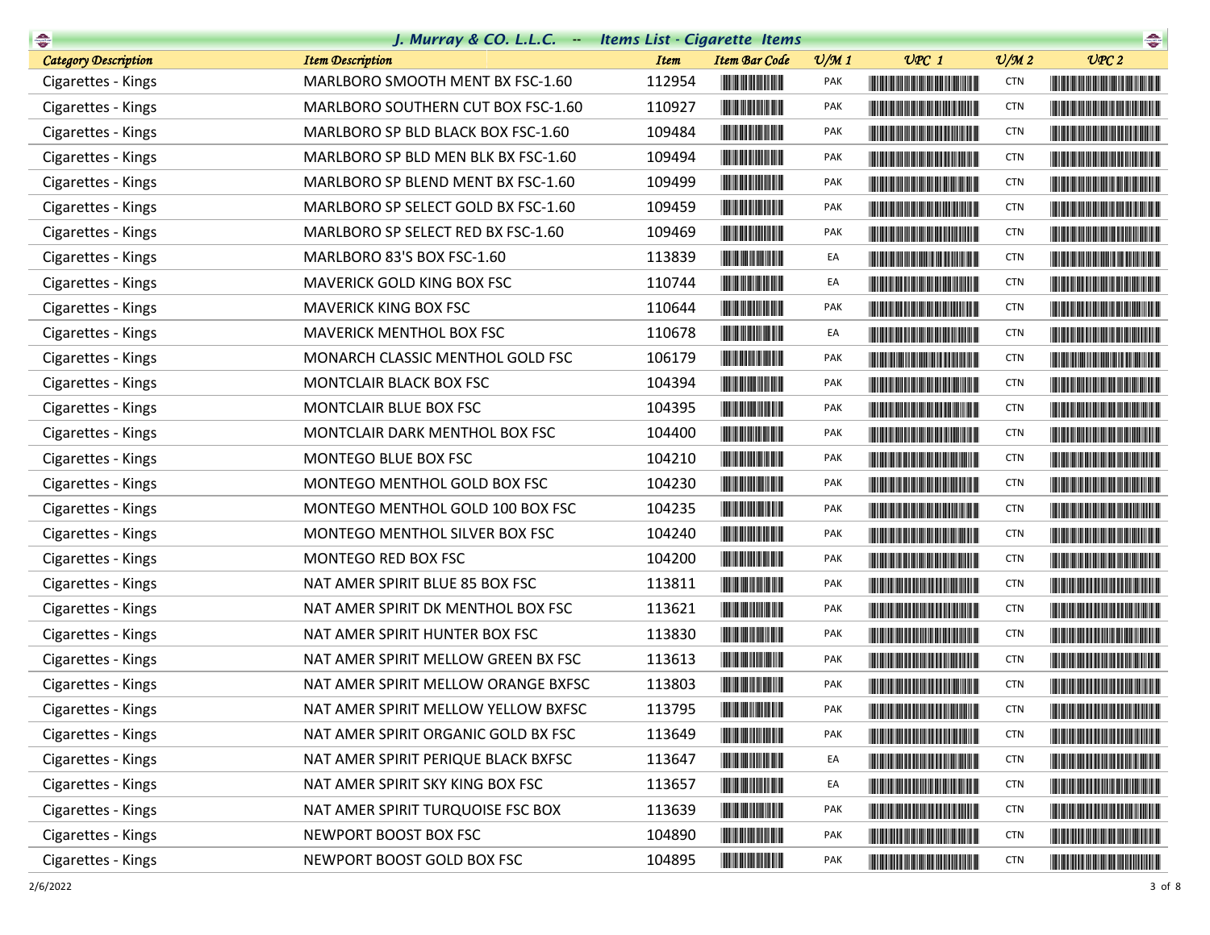# J. Murray & CO. L.L.C. -- Items List - Cigarette Items

| Category Description | Item Description | Item | Item Bar Code | U/M 1 | UPC 1 | U/M 2 | UPC 2 |
|---|---|---|---|---|---|---|---|
| Cigarettes - Kings | MARLBORO SMOOTH MENT BX FSC-1.60 | 112954 | | PAK | | CTN | |
| Cigarettes - Kings | MARLBORO SOUTHERN CUT BOX FSC-1.60 | 110927 | | PAK | | CTN | |
| Cigarettes - Kings | MARLBORO SP BLD BLACK BOX FSC-1.60 | 109484 | | PAK | | CTN | |
| Cigarettes - Kings | MARLBORO SP BLD MEN BLK BX FSC-1.60 | 109494 | | PAK | | CTN | |
| Cigarettes - Kings | MARLBORO SP BLEND MENT BX FSC-1.60 | 109499 | | PAK | | CTN | |
| Cigarettes - Kings | MARLBORO SP SELECT GOLD BX FSC-1.60 | 109459 | | PAK | | CTN | |
| Cigarettes - Kings | MARLBORO SP SELECT RED BX FSC-1.60 | 109469 | | PAK | | CTN | |
| Cigarettes - Kings | MARLBORO 83'S BOX FSC-1.60 | 113839 | | EA | | CTN | |
| Cigarettes - Kings | MAVERICK GOLD KING BOX FSC | 110744 | | EA | | CTN | |
| Cigarettes - Kings | MAVERICK KING BOX FSC | 110644 | | PAK | | CTN | |
| Cigarettes - Kings | MAVERICK MENTHOL BOX FSC | 110678 | | EA | | CTN | |
| Cigarettes - Kings | MONARCH CLASSIC MENTHOL GOLD FSC | 106179 | | PAK | | CTN | |
| Cigarettes - Kings | MONTCLAIR BLACK BOX FSC | 104394 | | PAK | | CTN | |
| Cigarettes - Kings | MONTCLAIR BLUE BOX FSC | 104395 | | PAK | | CTN | |
| Cigarettes - Kings | MONTCLAIR DARK MENTHOL BOX FSC | 104400 | | PAK | | CTN | |
| Cigarettes - Kings | MONTEGO BLUE BOX FSC | 104210 | | PAK | | CTN | |
| Cigarettes - Kings | MONTEGO MENTHOL GOLD BOX FSC | 104230 | | PAK | | CTN | |
| Cigarettes - Kings | MONTEGO MENTHOL GOLD 100 BOX FSC | 104235 | | PAK | | CTN | |
| Cigarettes - Kings | MONTEGO MENTHOL SILVER BOX FSC | 104240 | | PAK | | CTN | |
| Cigarettes - Kings | MONTEGO RED BOX FSC | 104200 | | PAK | | CTN | |
| Cigarettes - Kings | NAT AMER SPIRIT BLUE 85 BOX FSC | 113811 | | PAK | | CTN | |
| Cigarettes - Kings | NAT AMER SPIRIT DK MENTHOL BOX FSC | 113621 | | PAK | | CTN | |
| Cigarettes - Kings | NAT AMER SPIRIT HUNTER BOX FSC | 113830 | | PAK | | CTN | |
| Cigarettes - Kings | NAT AMER SPIRIT MELLOW GREEN BX FSC | 113613 | | PAK | | CTN | |
| Cigarettes - Kings | NAT AMER SPIRIT MELLOW ORANGE BXFSC | 113803 | | PAK | | CTN | |
| Cigarettes - Kings | NAT AMER SPIRIT MELLOW YELLOW BXFSC | 113795 | | PAK | | CTN | |
| Cigarettes - Kings | NAT AMER SPIRIT ORGANIC GOLD BX FSC | 113649 | | PAK | | CTN | |
| Cigarettes - Kings | NAT AMER SPIRIT PERIQUE BLACK BXFSC | 113647 | | EA | | CTN | |
| Cigarettes - Kings | NAT AMER SPIRIT SKY KING BOX FSC | 113657 | | EA | | CTN | |
| Cigarettes - Kings | NAT AMER SPIRIT TURQUOISE FSC BOX | 113639 | | PAK | | CTN | |
| Cigarettes - Kings | NEWPORT BOOST BOX FSC | 104890 | | PAK | | CTN | |
| Cigarettes - Kings | NEWPORT BOOST GOLD BOX FSC | 104895 | | PAK | | CTN | |

2/6/2022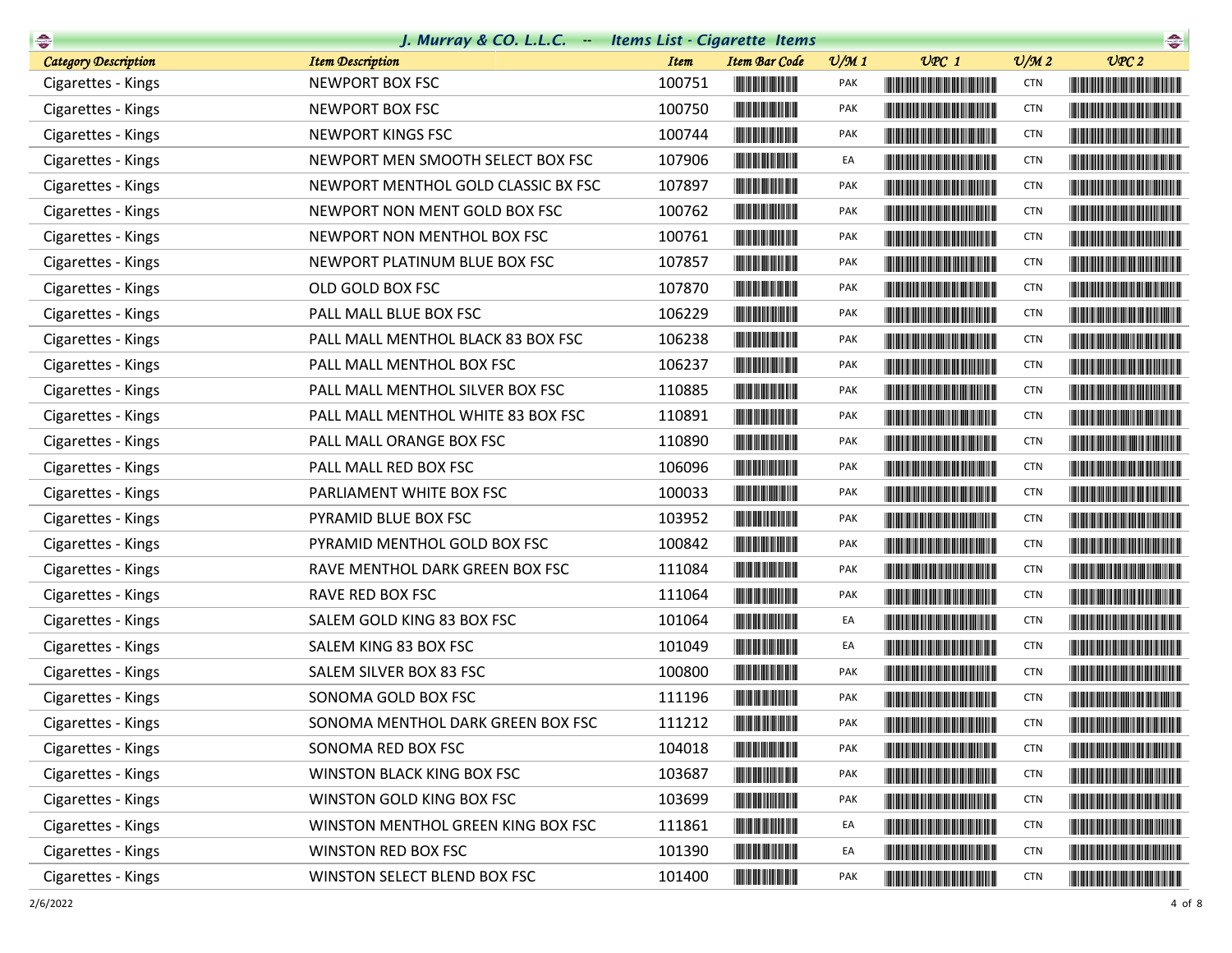## J. Murray & CO. L.L.C. -- Items List - Cigarette Items

| Category Description | Item Description | Item | Item Bar Code | U/M 1 | UPC 1 | U/M 2 | UPC 2 |
|---|---|---|---|---|---|---|---|
| Cigarettes - Kings | NEWPORT BOX FSC | 100751 | | PAK | | CTN | |
| Cigarettes - Kings | NEWPORT BOX FSC | 100750 | | PAK | | CTN | |
| Cigarettes - Kings | NEWPORT KINGS FSC | 100744 | | PAK | | CTN | |
| Cigarettes - Kings | NEWPORT MEN SMOOTH SELECT BOX FSC | 107906 | | EA | | CTN | |
| Cigarettes - Kings | NEWPORT MENTHOL GOLD CLASSIC BX FSC | 107897 | | PAK | | CTN | |
| Cigarettes - Kings | NEWPORT NON MENT GOLD BOX FSC | 100762 | | PAK | | CTN | |
| Cigarettes - Kings | NEWPORT NON MENTHOL BOX FSC | 100761 | | PAK | | CTN | |
| Cigarettes - Kings | NEWPORT PLATINUM BLUE BOX FSC | 107857 | | PAK | | CTN | |
| Cigarettes - Kings | OLD GOLD BOX FSC | 107870 | | PAK | | CTN | |
| Cigarettes - Kings | PALL MALL BLUE BOX FSC | 106229 | | PAK | | CTN | |
| Cigarettes - Kings | PALL MALL MENTHOL BLACK 83 BOX FSC | 106238 | | PAK | | CTN | |
| Cigarettes - Kings | PALL MALL MENTHOL BOX FSC | 106237 | | PAK | | CTN | |
| Cigarettes - Kings | PALL MALL MENTHOL SILVER BOX FSC | 110885 | | PAK | | CTN | |
| Cigarettes - Kings | PALL MALL MENTHOL WHITE 83 BOX FSC | 110891 | | PAK | | CTN | |
| Cigarettes - Kings | PALL MALL ORANGE BOX FSC | 110890 | | PAK | | CTN | |
| Cigarettes - Kings | PALL MALL RED BOX FSC | 106096 | | PAK | | CTN | |
| Cigarettes - Kings | PARLIAMENT WHITE BOX FSC | 100033 | | PAK | | CTN | |
| Cigarettes - Kings | PYRAMID BLUE BOX FSC | 103952 | | PAK | | CTN | |
| Cigarettes - Kings | PYRAMID MENTHOL GOLD BOX FSC | 100842 | | PAK | | CTN | |
| Cigarettes - Kings | RAVE MENTHOL DARK GREEN BOX FSC | 111084 | | PAK | | CTN | |
| Cigarettes - Kings | RAVE RED BOX FSC | 111064 | | PAK | | CTN | |
| Cigarettes - Kings | SALEM GOLD KING 83 BOX FSC | 101064 | | EA | | CTN | |
| Cigarettes - Kings | SALEM KING 83 BOX FSC | 101049 | | EA | | CTN | |
| Cigarettes - Kings | SALEM SILVER BOX 83 FSC | 100800 | | PAK | | CTN | |
| Cigarettes - Kings | SONOMA GOLD BOX FSC | 111196 | | PAK | | CTN | |
| Cigarettes - Kings | SONOMA MENTHOL DARK GREEN BOX FSC | 111212 | | PAK | | CTN | |
| Cigarettes - Kings | SONOMA RED BOX FSC | 104018 | | PAK | | CTN | |
| Cigarettes - Kings | WINSTON BLACK KING BOX FSC | 103687 | | PAK | | CTN | |
| Cigarettes - Kings | WINSTON GOLD KING BOX FSC | 103699 | | PAK | | CTN | |
| Cigarettes - Kings | WINSTON MENTHOL GREEN KING BOX FSC | 111861 | | EA | | CTN | |
| Cigarettes - Kings | WINSTON RED BOX FSC | 101390 | | EA | | CTN | |
| Cigarettes - Kings | WINSTON SELECT BLEND BOX FSC | 101400 | | PAK | | CTN | |

2/6/2022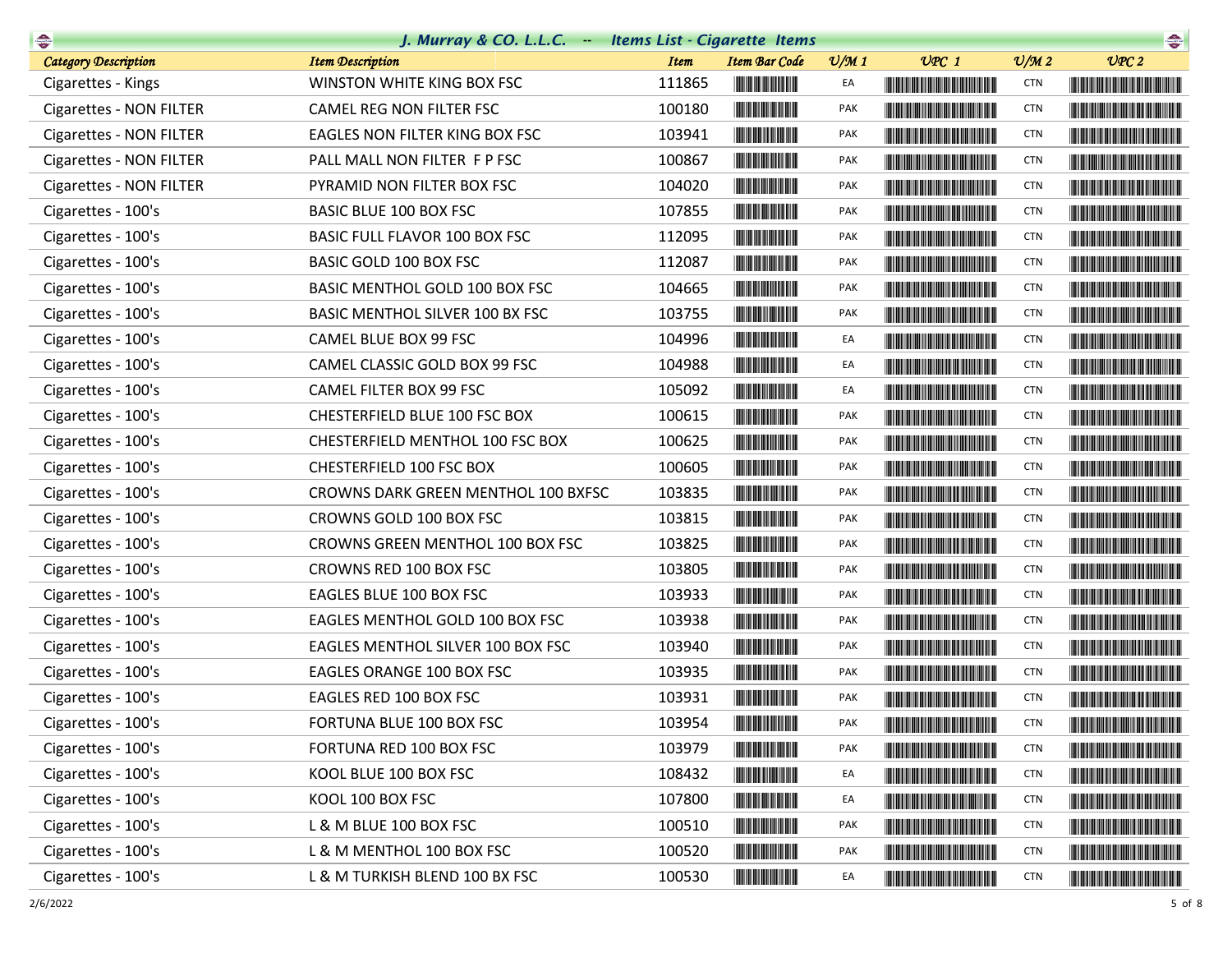# J. Murray & CO. L.L.C. -- Items List - Cigarette Items

| Category Description | Item Description | Item | Item Bar Code | U/M 1 | UPC 1 | U/M 2 | UPC 2 |
|---|---|---|---|---|---|---|---|
| Cigarettes - Kings | WINSTON WHITE KING BOX FSC | 111865 | | EA | | CTN | |
| Cigarettes - NON FILTER | CAMEL REG NON FILTER FSC | 100180 | | PAK | | CTN | |
| Cigarettes - NON FILTER | EAGLES NON FILTER KING BOX FSC | 103941 | | PAK | | CTN | |
| Cigarettes - NON FILTER | PALL MALL NON FILTER F P FSC | 100867 | | PAK | | CTN | |
| Cigarettes - NON FILTER | PYRAMID NON FILTER BOX FSC | 104020 | | PAK | | CTN | |
| Cigarettes - 100's | BASIC BLUE 100 BOX FSC | 107855 | | PAK | | CTN | |
| Cigarettes - 100's | BASIC FULL FLAVOR 100 BOX FSC | 112095 | | PAK | | CTN | |
| Cigarettes - 100's | BASIC GOLD 100 BOX FSC | 112087 | | PAK | | CTN | |
| Cigarettes - 100's | BASIC MENTHOL GOLD 100 BOX FSC | 104665 | | PAK | | CTN | |
| Cigarettes - 100's | BASIC MENTHOL SILVER 100 BX FSC | 103755 | | PAK | | CTN | |
| Cigarettes - 100's | CAMEL BLUE BOX 99 FSC | 104996 | | EA | | CTN | |
| Cigarettes - 100's | CAMEL CLASSIC GOLD BOX 99 FSC | 104988 | | EA | | CTN | |
| Cigarettes - 100's | CAMEL FILTER BOX 99 FSC | 105092 | | EA | | CTN | |
| Cigarettes - 100's | CHESTERFIELD BLUE 100 FSC BOX | 100615 | | PAK | | CTN | |
| Cigarettes - 100's | CHESTERFIELD MENTHOL 100 FSC BOX | 100625 | | PAK | | CTN | |
| Cigarettes - 100's | CHESTERFIELD 100 FSC BOX | 100605 | | PAK | | CTN | |
| Cigarettes - 100's | CROWNS DARK GREEN MENTHOL 100 BXFSC | 103835 | | PAK | | CTN | |
| Cigarettes - 100's | CROWNS GOLD 100 BOX FSC | 103815 | | PAK | | CTN | |
| Cigarettes - 100's | CROWNS GREEN MENTHOL 100 BOX FSC | 103825 | | PAK | | CTN | |
| Cigarettes - 100's | CROWNS RED 100 BOX FSC | 103805 | | PAK | | CTN | |
| Cigarettes - 100's | EAGLES BLUE 100 BOX FSC | 103933 | | PAK | | CTN | |
| Cigarettes - 100's | EAGLES MENTHOL GOLD 100 BOX FSC | 103938 | | PAK | | CTN | |
| Cigarettes - 100's | EAGLES MENTHOL SILVER 100 BOX FSC | 103940 | | PAK | | CTN | |
| Cigarettes - 100's | EAGLES ORANGE 100 BOX FSC | 103935 | | PAK | | CTN | |
| Cigarettes - 100's | EAGLES RED 100 BOX FSC | 103931 | | PAK | | CTN | |
| Cigarettes - 100's | FORTUNA BLUE 100 BOX FSC | 103954 | | PAK | | CTN | |
| Cigarettes - 100's | FORTUNA RED 100 BOX FSC | 103979 | | PAK | | CTN | |
| Cigarettes - 100's | KOOL BLUE 100 BOX FSC | 108432 | | EA | | CTN | |
| Cigarettes - 100's | KOOL 100 BOX FSC | 107800 | | EA | | CTN | |
| Cigarettes - 100's | L & M BLUE 100 BOX FSC | 100510 | | PAK | | CTN | |
| Cigarettes - 100's | L & M MENTHOL 100 BOX FSC | 100520 | | PAK | | CTN | |
| Cigarettes - 100's | L & M TURKISH BLEND 100 BX FSC | 100530 | | EA | | CTN | |

2/6/2022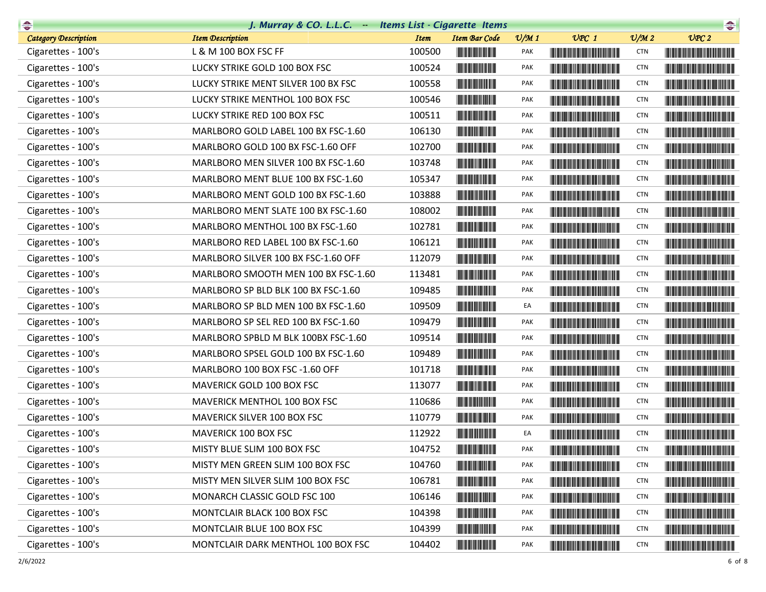## J. Murray & CO. L.L.C. -- Items List - Cigarette Items

| Category Description | Item Description | Item | Item Bar Code | U/M 1 | UPC 1 | U/M 2 | UPC 2 |
|---|---|---|---|---|---|---|---|
| Cigarettes - 100's | L & M 100 BOX FSC FF | 100500 | | PAK | | CTN | |
| Cigarettes - 100's | LUCKY STRIKE GOLD 100 BOX FSC | 100524 | | PAK | | CTN | |
| Cigarettes - 100's | LUCKY STRIKE MENT SILVER 100 BX FSC | 100558 | | PAK | | CTN | |
| Cigarettes - 100's | LUCKY STRIKE MENTHOL 100 BOX FSC | 100546 | | PAK | | CTN | |
| Cigarettes - 100's | LUCKY STRIKE RED 100 BOX FSC | 100511 | | PAK | | CTN | |
| Cigarettes - 100's | MARLBORO GOLD LABEL 100 BX FSC-1.60 | 106130 | | PAK | | CTN | |
| Cigarettes - 100's | MARLBORO GOLD 100 BX FSC-1.60 OFF | 102700 | | PAK | | CTN | |
| Cigarettes - 100's | MARLBORO MEN SILVER 100 BX FSC-1.60 | 103748 | | PAK | | CTN | |
| Cigarettes - 100's | MARLBORO MENT BLUE 100 BX FSC-1.60 | 105347 | | PAK | | CTN | |
| Cigarettes - 100's | MARLBORO MENT GOLD 100 BX FSC-1.60 | 103888 | | PAK | | CTN | |
| Cigarettes - 100's | MARLBORO MENT SLATE 100 BX FSC-1.60 | 108002 | | PAK | | CTN | |
| Cigarettes - 100's | MARLBORO MENTHOL 100 BX FSC-1.60 | 102781 | | PAK | | CTN | |
| Cigarettes - 100's | MARLBORO RED LABEL 100 BX FSC-1.60 | 106121 | | PAK | | CTN | |
| Cigarettes - 100's | MARLBORO SILVER 100 BX FSC-1.60 OFF | 112079 | | PAK | | CTN | |
| Cigarettes - 100's | MARLBORO SMOOTH MEN 100 BX FSC-1.60 | 113481 | | PAK | | CTN | |
| Cigarettes - 100's | MARLBORO SP BLD BLK 100 BX FSC-1.60 | 109485 | | PAK | | CTN | |
| Cigarettes - 100's | MARLBORO SP BLD MEN 100 BX FSC-1.60 | 109509 | | EA | | CTN | |
| Cigarettes - 100's | MARLBORO SP SEL RED 100 BX FSC-1.60 | 109479 | | PAK | | CTN | |
| Cigarettes - 100's | MARLBORO SPBLD M BLK 100BX FSC-1.60 | 109514 | | PAK | | CTN | |
| Cigarettes - 100's | MARLBORO SPSEL GOLD 100 BX FSC-1.60 | 109489 | | PAK | | CTN | |
| Cigarettes - 100's | MARLBORO 100 BOX FSC -1.60 OFF | 101718 | | PAK | | CTN | |
| Cigarettes - 100's | MAVERICK GOLD 100 BOX FSC | 113077 | | PAK | | CTN | |
| Cigarettes - 100's | MAVERICK MENTHOL 100 BOX FSC | 110686 | | PAK | | CTN | |
| Cigarettes - 100's | MAVERICK SILVER 100 BOX FSC | 110779 | | PAK | | CTN | |
| Cigarettes - 100's | MAVERICK 100 BOX FSC | 112922 | | EA | | CTN | |
| Cigarettes - 100's | MISTY BLUE SLIM 100 BOX FSC | 104752 | | PAK | | CTN | |
| Cigarettes - 100's | MISTY MEN GREEN SLIM 100 BOX FSC | 104760 | | PAK | | CTN | |
| Cigarettes - 100's | MISTY MEN SILVER SLIM 100 BOX FSC | 106781 | | PAK | | CTN | |
| Cigarettes - 100's | MONARCH CLASSIC GOLD FSC 100 | 106146 | | PAK | | CTN | |
| Cigarettes - 100's | MONTCLAIR BLACK 100 BOX FSC | 104398 | | PAK | | CTN | |
| Cigarettes - 100's | MONTCLAIR BLUE 100 BOX FSC | 104399 | | PAK | | CTN | |
| Cigarettes - 100's | MONTCLAIR DARK MENTHOL 100 BOX FSC | 104402 | | PAK | | CTN | |

2/6/2022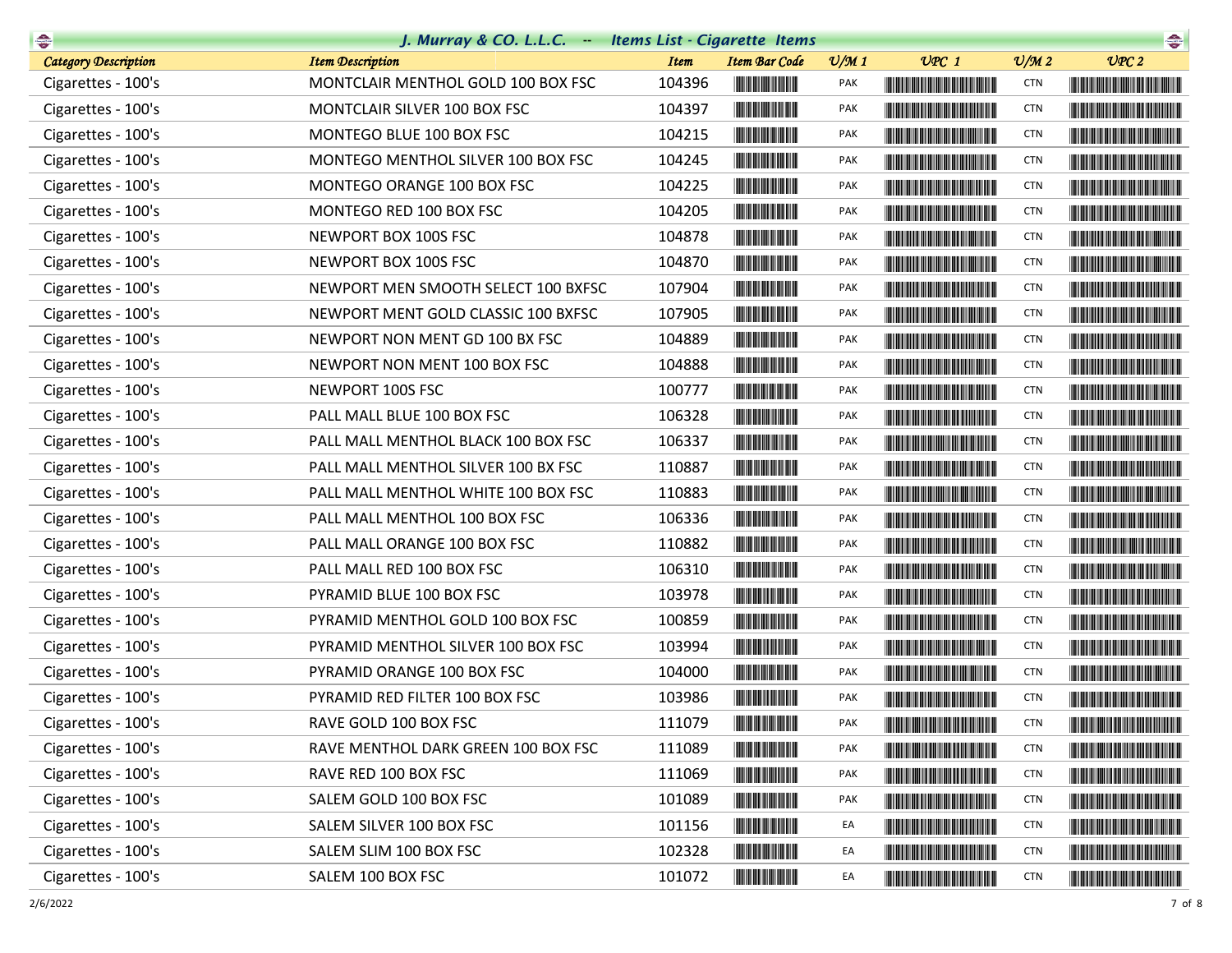# J. Murray & CO. L.L.C. -- Items List - Cigarette Items

| Category Description | Item Description | Item | Item Bar Code | U/M 1 | UPC 1 | U/M 2 | UPC 2 |
|---|---|---|---|---|---|---|---|
| Cigarettes - 100's | MONTCLAIR MENTHOL GOLD 100 BOX FSC | 104396 | | PAK | | CTN | |
| Cigarettes - 100's | MONTCLAIR SILVER 100 BOX FSC | 104397 | | PAK | | CTN | |
| Cigarettes - 100's | MONTEGO BLUE 100 BOX FSC | 104215 | | PAK | | CTN | |
| Cigarettes - 100's | MONTEGO MENTHOL SILVER 100 BOX FSC | 104245 | | PAK | | CTN | |
| Cigarettes - 100's | MONTEGO ORANGE 100 BOX FSC | 104225 | | PAK | | CTN | |
| Cigarettes - 100's | MONTEGO RED 100 BOX FSC | 104205 | | PAK | | CTN | |
| Cigarettes - 100's | NEWPORT BOX 100S FSC | 104878 | | PAK | | CTN | |
| Cigarettes - 100's | NEWPORT BOX 100S FSC | 104870 | | PAK | | CTN | |
| Cigarettes - 100's | NEWPORT MEN SMOOTH SELECT 100 BXFSC | 107904 | | PAK | | CTN | |
| Cigarettes - 100's | NEWPORT MENT GOLD CLASSIC 100 BXFSC | 107905 | | PAK | | CTN | |
| Cigarettes - 100's | NEWPORT NON MENT GD 100 BX FSC | 104889 | | PAK | | CTN | |
| Cigarettes - 100's | NEWPORT NON MENT 100 BOX FSC | 104888 | | PAK | | CTN | |
| Cigarettes - 100's | NEWPORT 100S FSC | 100777 | | PAK | | CTN | |
| Cigarettes - 100's | PALL MALL BLUE 100 BOX FSC | 106328 | | PAK | | CTN | |
| Cigarettes - 100's | PALL MALL MENTHOL BLACK 100 BOX FSC | 106337 | | PAK | | CTN | |
| Cigarettes - 100's | PALL MALL MENTHOL SILVER 100 BX FSC | 110887 | | PAK | | CTN | |
| Cigarettes - 100's | PALL MALL MENTHOL WHITE 100 BOX FSC | 110883 | | PAK | | CTN | |
| Cigarettes - 100's | PALL MALL MENTHOL 100 BOX FSC | 106336 | | PAK | | CTN | |
| Cigarettes - 100's | PALL MALL ORANGE 100 BOX FSC | 110882 | | PAK | | CTN | |
| Cigarettes - 100's | PALL MALL RED 100 BOX FSC | 106310 | | PAK | | CTN | |
| Cigarettes - 100's | PYRAMID BLUE 100 BOX FSC | 103978 | | PAK | | CTN | |
| Cigarettes - 100's | PYRAMID MENTHOL GOLD 100 BOX FSC | 100859 | | PAK | | CTN | |
| Cigarettes - 100's | PYRAMID MENTHOL SILVER 100 BOX FSC | 103994 | | PAK | | CTN | |
| Cigarettes - 100's | PYRAMID ORANGE 100 BOX FSC | 104000 | | PAK | | CTN | |
| Cigarettes - 100's | PYRAMID RED FILTER 100 BOX FSC | 103986 | | PAK | | CTN | |
| Cigarettes - 100's | RAVE GOLD 100 BOX FSC | 111079 | | PAK | | CTN | |
| Cigarettes - 100's | RAVE MENTHOL DARK GREEN 100 BOX FSC | 111089 | | PAK | | CTN | |
| Cigarettes - 100's | RAVE RED 100 BOX FSC | 111069 | | PAK | | CTN | |
| Cigarettes - 100's | SALEM GOLD 100 BOX FSC | 101089 | | PAK | | CTN | |
| Cigarettes - 100's | SALEM SILVER 100 BOX FSC | 101156 | | EA | | CTN | |
| Cigarettes - 100's | SALEM SLIM 100 BOX FSC | 102328 | | EA | | CTN | |
| Cigarettes - 100's | SALEM 100 BOX FSC | 101072 | | EA | | CTN | |

2/6/2022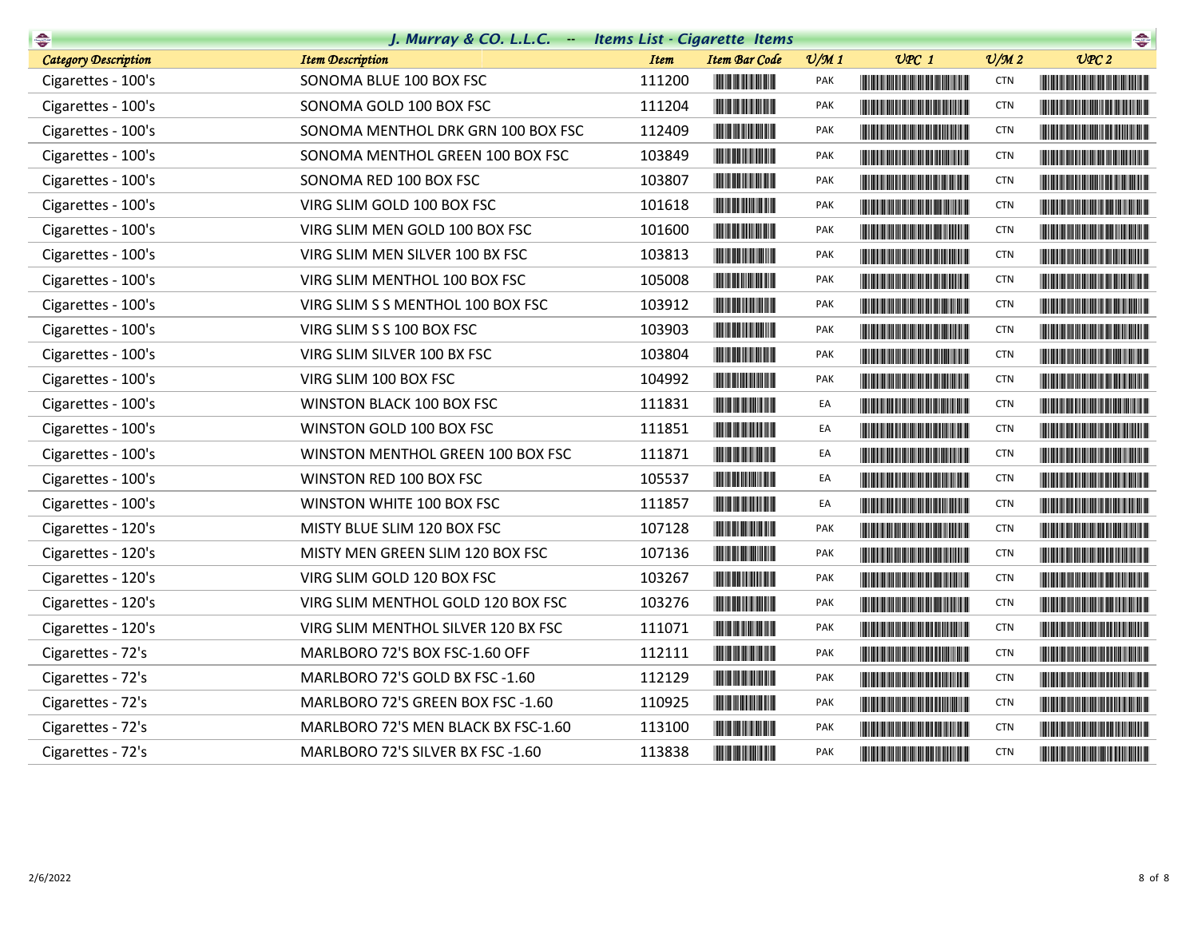## J. Murray & CO. L.L.C. -- Items List - Cigarette Items

| Category Description | Item Description | Item | Item Bar Code | U/M 1 | UPC 1 | U/M 2 | UPC 2 |
|---|---|---|---|---|---|---|---|
| Cigarettes - 100's | SONOMA BLUE 100 BOX FSC | 111200 | | PAK | | CTN | |
| Cigarettes - 100's | SONOMA GOLD 100 BOX FSC | 111204 | | PAK | | CTN | |
| Cigarettes - 100's | SONOMA MENTHOL DRK GRN 100 BOX FSC | 112409 | | PAK | | CTN | |
| Cigarettes - 100's | SONOMA MENTHOL GREEN 100 BOX FSC | 103849 | | PAK | | CTN | |
| Cigarettes - 100's | SONOMA RED 100 BOX FSC | 103807 | | PAK | | CTN | |
| Cigarettes - 100's | VIRG SLIM GOLD 100 BOX FSC | 101618 | | PAK | | CTN | |
| Cigarettes - 100's | VIRG SLIM MEN GOLD 100 BOX FSC | 101600 | | PAK | | CTN | |
| Cigarettes - 100's | VIRG SLIM MEN SILVER 100 BX FSC | 103813 | | PAK | | CTN | |
| Cigarettes - 100's | VIRG SLIM MENTHOL 100 BOX FSC | 105008 | | PAK | | CTN | |
| Cigarettes - 100's | VIRG SLIM S S MENTHOL 100 BOX FSC | 103912 | | PAK | | CTN | |
| Cigarettes - 100's | VIRG SLIM S S 100 BOX FSC | 103903 | | PAK | | CTN | |
| Cigarettes - 100's | VIRG SLIM SILVER 100 BX FSC | 103804 | | PAK | | CTN | |
| Cigarettes - 100's | VIRG SLIM 100 BOX FSC | 104992 | | PAK | | CTN | |
| Cigarettes - 100's | WINSTON BLACK 100 BOX FSC | 111831 | | EA | | CTN | |
| Cigarettes - 100's | WINSTON GOLD 100 BOX FSC | 111851 | | EA | | CTN | |
| Cigarettes - 100's | WINSTON MENTHOL GREEN 100 BOX FSC | 111871 | | EA | | CTN | |
| Cigarettes - 100's | WINSTON RED 100 BOX FSC | 105537 | | EA | | CTN | |
| Cigarettes - 100's | WINSTON WHITE 100 BOX FSC | 111857 | | EA | | CTN | |
| Cigarettes - 120's | MISTY BLUE SLIM 120 BOX FSC | 107128 | | PAK | | CTN | |
| Cigarettes - 120's | MISTY MEN GREEN SLIM 120 BOX FSC | 107136 | | PAK | | CTN | |
| Cigarettes - 120's | VIRG SLIM GOLD 120 BOX FSC | 103267 | | PAK | | CTN | |
| Cigarettes - 120's | VIRG SLIM MENTHOL GOLD 120 BOX FSC | 103276 | | PAK | | CTN | |
| Cigarettes - 120's | VIRG SLIM MENTHOL SILVER 120 BX FSC | 111071 | | PAK | | CTN | |
| Cigarettes - 72's | MARLBORO 72'S BOX FSC-1.60 OFF | 112111 | | PAK | | CTN | |
| Cigarettes - 72's | MARLBORO 72'S GOLD BX FSC -1.60 | 112129 | | PAK | | CTN | |
| Cigarettes - 72's | MARLBORO 72'S GREEN BOX FSC -1.60 | 110925 | | PAK | | CTN | |
| Cigarettes - 72's | MARLBORO 72'S MEN BLACK BX FSC-1.60 | 113100 | | PAK | | CTN | |
| Cigarettes - 72's | MARLBORO 72'S SILVER BX FSC -1.60 | 113838 | | PAK | | CTN | |

2/6/2022